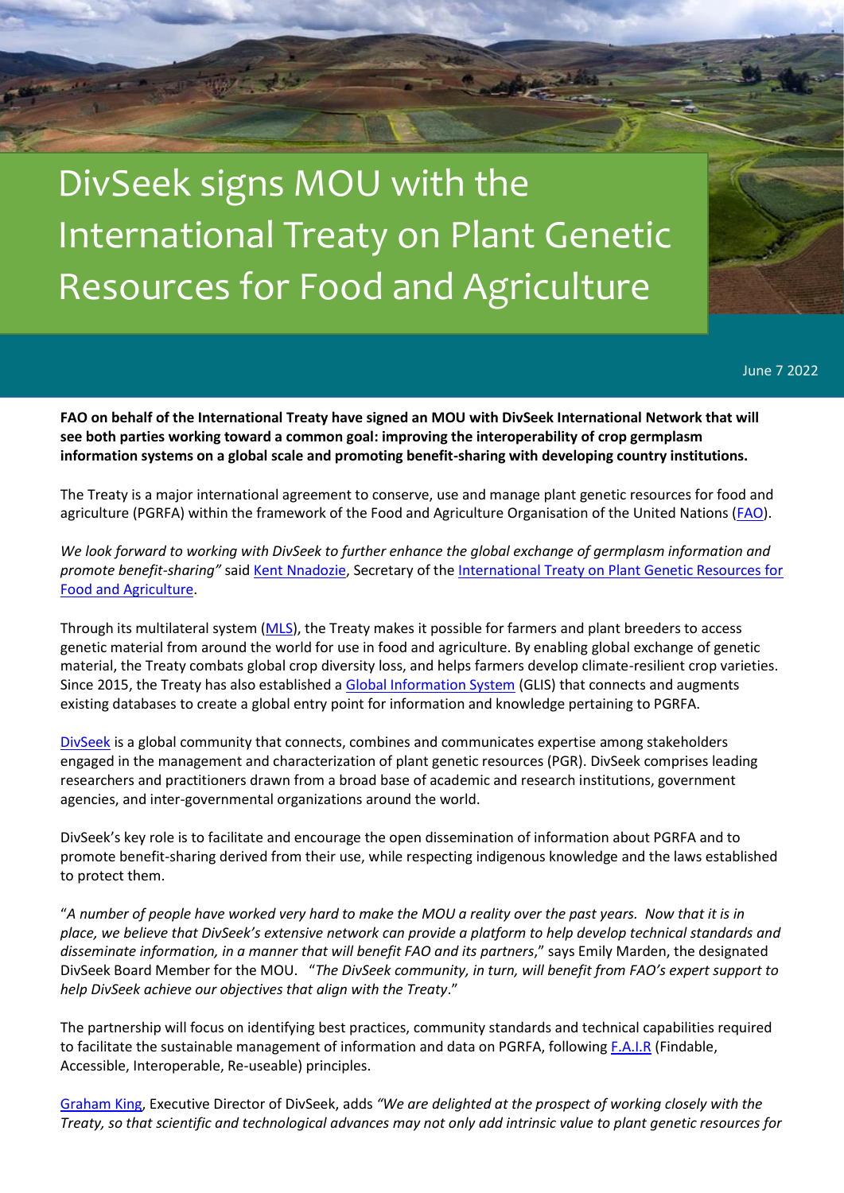# DivSeek signs MOU with the International Treaty on Plant Genetic Resources for Food and Agriculture

June 7 2022

**FAO on behalf of the International Treaty have signed an MOU with DivSeek International Network that will see both parties working toward a common goal: improving the interoperability of crop germplasm information systems on a global scale and promoting benefit-sharing with developing country institutions.**

The Treaty is a major international agreement to conserve, use and manage plant genetic resources for food and agriculture (PGRFA) within the framework of the Food and Agriculture Organisation of the United Nations (FAO).

*We look forward to working with DivSeek to further enhance the global exchange of germplasm information and promote benefit-sharing"* said Kent Nnadozie, Secretary of the International Treaty on Plant Genetic Resources for Food and Agriculture.

Through its multilateral system (MLS), the Treaty makes it possible for farmers and plant breeders to access genetic material from around the world for use in food and agriculture. By enabling global exchange of genetic material, the Treaty combats global crop diversity loss, and helps farmers develop climate-resilient crop varieties. Since 2015, the Treaty has also established a Global Information System (GLIS) that connects and augments existing databases to create a global entry point for information and knowledge pertaining to PGRFA.

DivSeek is a global community that connects, combines and communicates expertise among stakeholders engaged in the management and characterization of plant genetic resources (PGR). DivSeek comprises leading researchers and practitioners drawn from a broad base of academic and research institutions, government agencies, and inter-governmental organizations around the world.

DivSeek's key role is to facilitate and encourage the open dissemination of information about PGRFA and to promote benefit-sharing derived from their use, while respecting indigenous knowledge and the laws established to protect them.

"*A number of people have worked very hard to make the MOU a reality over the past years. Now that it is in place, we believe that DivSeek's extensive network can provide a platform to help develop technical standards and disseminate information, in a manner that will benefit FAO and its partners*," says Emily Marden, the designated DivSeek Board Member for the MOU. "*The DivSeek community, in turn, will benefit from FAO's expert support to help DivSeek achieve our objectives that align with the Treaty*."

The partnership will focus on identifying best practices, community standards and technical capabilities required to facilitate the sustainable management of information and data on PGRFA, following F.A.I.R (Findable, Accessible, Interoperable, Re-useable) principles.

Graham King, Executive Director of DivSeek, adds *"We are delighted at the prospect of working closely with the Treaty, so that scientific and technological advances may not only add intrinsic value to plant genetic resources for*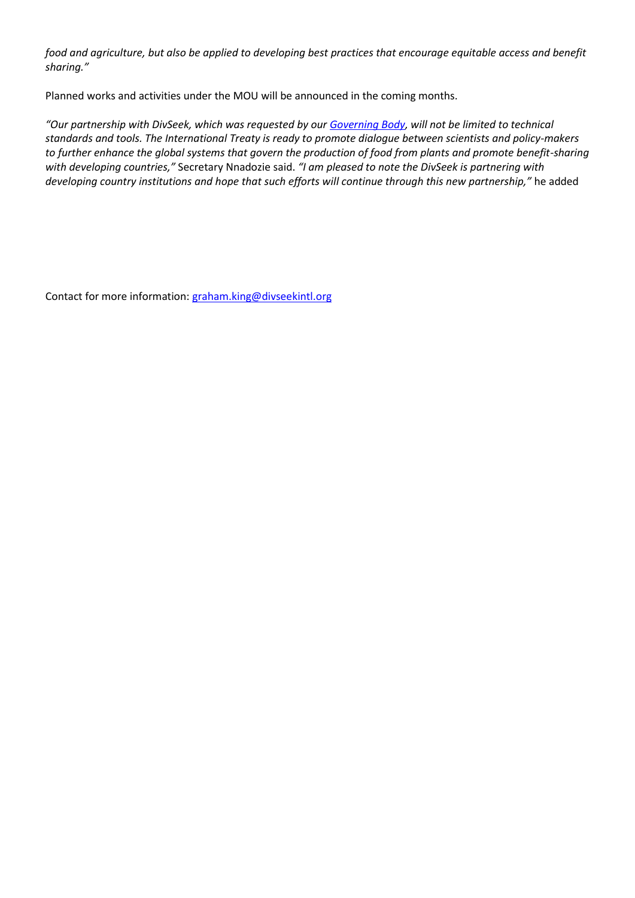*food and agriculture, but also be applied to developing best practices that encourage equitable access and benefit sharing."*

Planned works and activities under the MOU will be announced in the coming months.

*"Our partnership with DivSeek, which was requested by our Governing Body, will not be limited to technical standards and tools. The International Treaty is ready to promote dialogue between scientists and policy-makers to further enhance the global systems that govern the production of food from plants and promote benefit-sharing with developing countries,"* Secretary Nnadozie said. *"I am pleased to note the DivSeek is partnering with developing country institutions and hope that such efforts will continue through this new partnership,"* he added

Contact for more information: graham.king@divseekintl.org